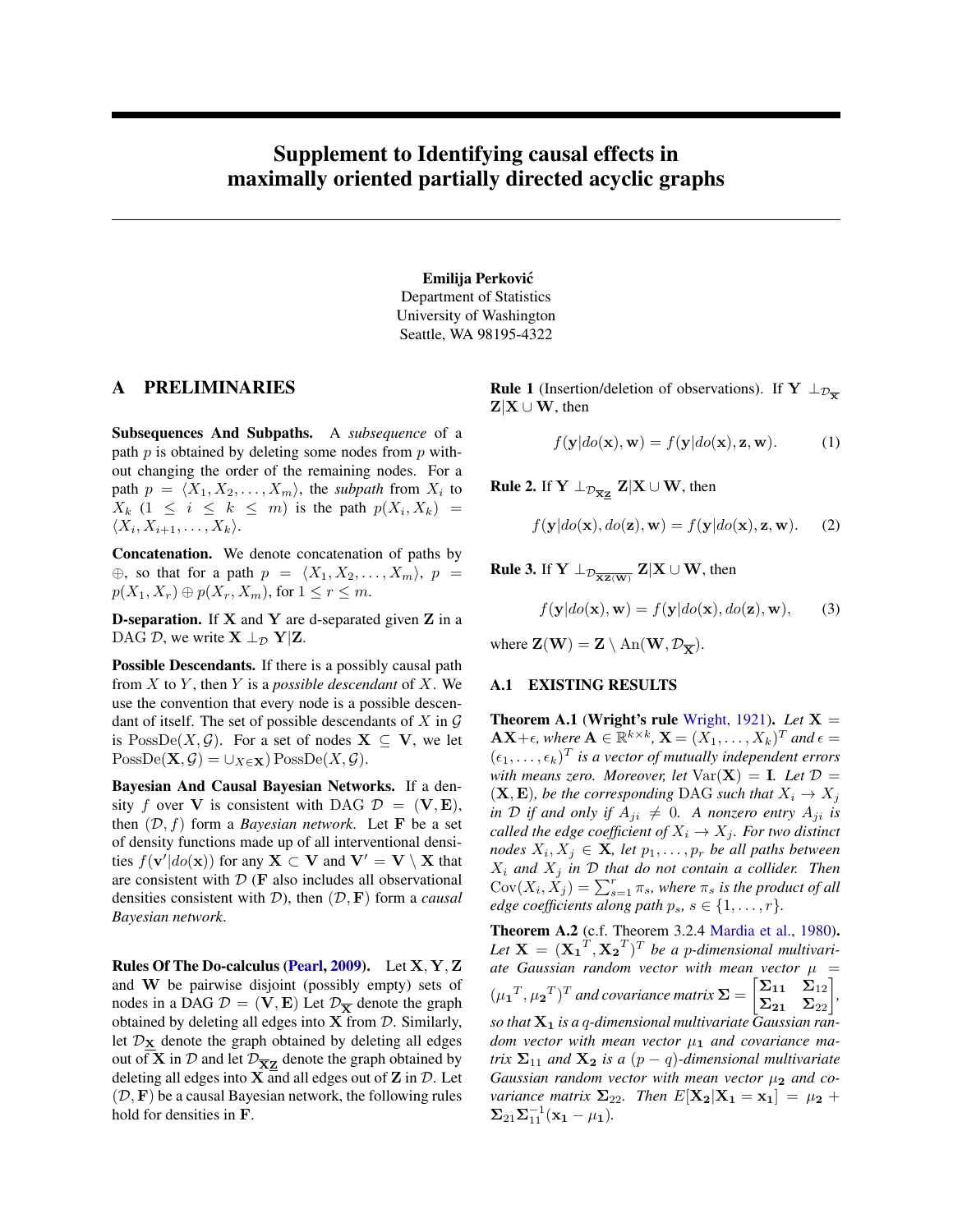# Supplement to Identifying causal effects in maximally oriented partially directed acyclic graphs

**Emilija Perković**
Department of Statistics
University of Washington
Seattle, WA 98195-4322

## A PRELIMINARIES

**Subsequences And Subpaths.** A *subsequence* of a path $p$ is obtained by deleting some nodes from $p$ without changing the order of the remaining nodes. For a path $p = \langle X_1, X_2, \dots, X_m \rangle$, the *subpath* from $X_i$ to $X_k$ ($1 \leq i \leq k \leq m$) is the path $p(X_i, X_k) = \langle X_i, X_{i+1}, \dots, X_k \rangle$.

**Concatenation.** We denote concatenation of paths by $\oplus$, so that for a path $p = \langle X_1, X_2, \dots, X_m \rangle$, $p = p(X_1, X_r) \oplus p(X_r, X_m)$, for $1 \leq r \leq m$.

**D-separation.** If $\mathbf{X}$ and $\mathbf{Y}$ are d-separated given $\mathbf{Z}$ in a DAG $\mathcal{D}$, we write $\mathbf{X} \perp_{\mathcal{D}} \mathbf{Y} | \mathbf{Z}$.

**Possible Descendants.** If there is a possibly causal path from $X$ to $Y$, then $Y$ is a *possible descendant* of $X$. We use the convention that every node is a possible descendant of itself. The set of possible descendants of $X$ in $\mathcal{G}$ is $\mathrm{PossDe}(X, \mathcal{G})$. For a set of nodes $\mathbf{X} \subseteq \mathbf{V}$, we let $\mathrm{PossDe}(\mathbf{X}, \mathcal{G}) = \cup_{X \in \mathbf{X}} \mathrm{PossDe}(X, \mathcal{G})$.

**Bayesian And Causal Bayesian Networks.** If a density $f$ over $\mathbf{V}$ is consistent with DAG $\mathcal{D} = (\mathbf{V}, \mathbf{E})$, then $(\mathcal{D}, f)$ form a *Bayesian network*. Let $\mathbf{F}$ be a set of density functions made up of all interventional densities $f(\mathbf{v}'|do(\mathbf{x}))$ for any $\mathbf{X} \subset \mathbf{V}$ and $\mathbf{V}' = \mathbf{V} \setminus \mathbf{X}$ that are consistent with $\mathcal{D}$ ($\mathbf{F}$ also includes all observational densities consistent with $\mathcal{D}$), then $(\mathcal{D}, \mathbf{F})$ form a *causal Bayesian network*.

**Rules Of The Do-calculus (Pearl, 2009).** Let $\mathbf{X}, \mathbf{Y}, \mathbf{Z}$ and $\mathbf{W}$ be pairwise disjoint (possibly empty) sets of nodes in a DAG $\mathcal{D} = (\mathbf{V}, \mathbf{E})$ Let $\mathcal{D}_{\overline{\mathbf{X}}}$ denote the graph obtained by deleting all edges into $\mathbf{X}$ from $\mathcal{D}$. Similarly, let $\mathcal{D}_{\underline{\mathbf{X}}}$ denote the graph obtained by deleting all edges out of $\mathbf{X}$ in $\mathcal{D}$ and let $\mathcal{D}_{\overline{\mathbf{X}}\underline{\mathbf{Z}}}$ denote the graph obtained by deleting all edges into $\mathbf{X}$ and all edges out of $\mathbf{Z}$ in $\mathcal{D}$. Let $(\mathcal{D}, \mathbf{F})$ be a causal Bayesian network, the following rules hold for densities in $\mathbf{F}$.

**Rule 1** (Insertion/deletion of observations). If $\mathbf{Y} \perp_{\mathcal{D}_{\overline{\mathbf{X}}}} \mathbf{Z} | \mathbf{X} \cup \mathbf{W}$, then

$$f(\mathbf{y}|do(\mathbf{x}), \mathbf{w}) = f(\mathbf{y}|do(\mathbf{x}), \mathbf{z}, \mathbf{w}). \tag{1}$$

**Rule 2.** If $\mathbf{Y} \perp_{\mathcal{D}_{\overline{\mathbf{X}}\underline{\mathbf{Z}}}} \mathbf{Z} | \mathbf{X} \cup \mathbf{W}$, then

$$f(\mathbf{y}|do(\mathbf{x}), do(\mathbf{z}), \mathbf{w}) = f(\mathbf{y}|do(\mathbf{x}), \mathbf{z}, \mathbf{w}). \tag{2}$$

**Rule 3.** If $\mathbf{Y} \perp_{\mathcal{D}_{\overline{\mathbf{X}\mathbf{Z}(\mathbf{W})}}} \mathbf{Z} | \mathbf{X} \cup \mathbf{W}$, then

$$f(\mathbf{y}|do(\mathbf{x}), \mathbf{w}) = f(\mathbf{y}|do(\mathbf{x}), do(\mathbf{z}), \mathbf{w}), \tag{3}$$

where $\mathbf{Z}(\mathbf{W}) = \mathbf{Z} \setminus \mathrm{An}(\mathbf{W}, \mathcal{D}_{\overline{\mathbf{X}}})$.

### A.1 EXISTING RESULTS

**Theorem A.1 (Wright's rule Wright, 1921).** *Let $\mathbf{X} = \mathbf{A}\mathbf{X} + \epsilon$, where $\mathbf{A} \in \mathbb{R}^{k \times k}$, $\mathbf{X} = (X_1, \dots, X_k)^T$ and $\epsilon = (\epsilon_1, \dots, \epsilon_k)^T$ is a vector of mutually independent errors with means zero. Moreover, let $\mathrm{Var}(\mathbf{X}) = \mathbf{I}$. Let $\mathcal{D} = (\mathbf{X}, \mathbf{E})$, be the corresponding DAG such that $X_i \to X_j$ in $\mathcal{D}$ if and only if $A_{ji} \neq 0$. A nonzero entry $A_{ji}$ is called the edge coefficient of $X_i \to X_j$. For two distinct nodes $X_i, X_j \in \mathbf{X}$, let $p_1, \dots, p_r$ be all paths between $X_i$ and $X_j$ in $\mathcal{D}$ that do not contain a collider. Then $\mathrm{Cov}(X_i, X_j) = \sum_{s=1}^{r} \pi_s$, where $\pi_s$ is the product of all edge coefficients along path $p_s$, $s \in \{1, \dots, r\}$.*

**Theorem A.2** (c.f. Theorem 3.2.4 Mardia et al., 1980). *Let $\mathbf{X} = (\mathbf{X_1}^T, \mathbf{X_2}^T)^T$ be a $p$-dimensional multivariate Gaussian random vector with mean vector $\mu = (\mu_1{}^T, \mu_2{}^T)^T$ and covariance matrix $\mathbf{\Sigma} = \begin{bmatrix} \mathbf{\Sigma_{11}} & \mathbf{\Sigma}_{12} \\ \mathbf{\Sigma_{21}} & \mathbf{\Sigma}_{22} \end{bmatrix}$, so that $\mathbf{X_1}$ is a $q$-dimensional multivariate Gaussian random vector with mean vector $\mu_1$ and covariance matrix $\mathbf{\Sigma}_{11}$ and $\mathbf{X_2}$ is a $(p-q)$-dimensional multivariate Gaussian random vector with mean vector $\mu_2$ and covariance matrix $\mathbf{\Sigma}_{22}$. Then $E[\mathbf{X_2}|\mathbf{X_1} = \mathbf{x_1}] = \mu_2 + \mathbf{\Sigma}_{21}\mathbf{\Sigma}_{11}^{-1}(\mathbf{x_1} - \mu_1)$.*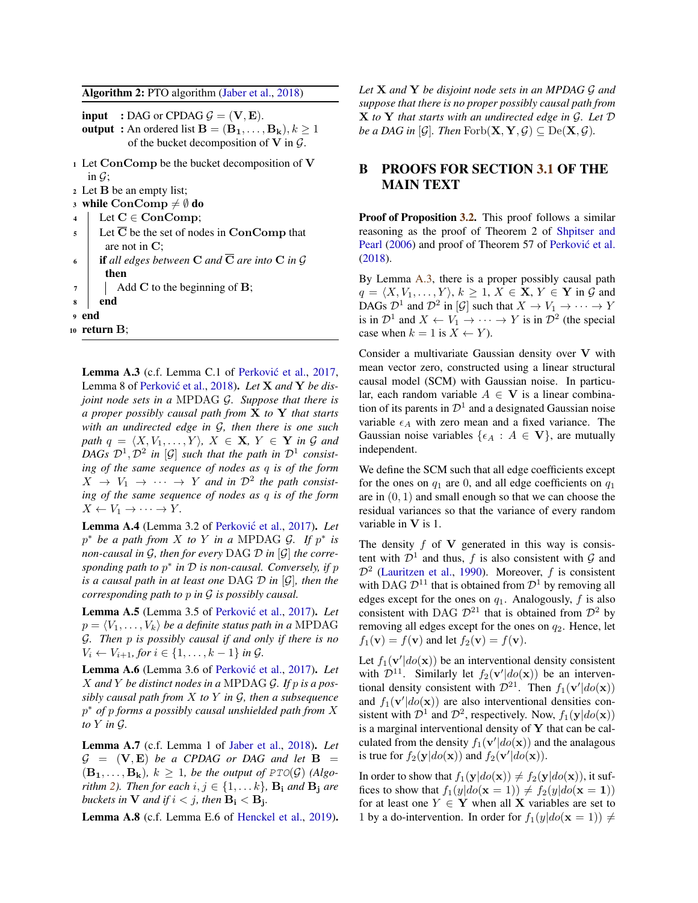**Algorithm 2:** PTO algorithm (Jaber et al., 2018)

**input** : DAG or CPDAG $\mathcal{G} = (\mathbf{V}, \mathbf{E})$.
**output** : An ordered list $\mathbf{B} = (\mathbf{B_1}, \dots, \mathbf{B_k}), k \geq 1$ of the bucket decomposition of $\mathbf{V}$ in $\mathcal{G}$.

```
1  Let ConComp be the bucket decomposition of V in G;
2  Let B be an empty list;
3  while ConComp ≠ ∅ do
4      Let C ∈ ConComp;
5      Let C̄ be the set of nodes in ConComp that are not in C;
6      if all edges between C and C̄ are into C in G then
7          Add C to the beginning of B;
8      end
9  end
10 return B;
```

**Lemma A.3** (c.f. Lemma C.1 of Perković et al., 2017, Lemma 8 of Perković et al., 2018)**.** *Let $\mathbf{X}$ and $\mathbf{Y}$ be disjoint node sets in a* MPDAG *$\mathcal{G}$. Suppose that there is a proper possibly causal path from $\mathbf{X}$ to $\mathbf{Y}$ that starts with an undirected edge in $\mathcal{G}$, then there is one such path $q = \langle X, V_1, \dots, Y\rangle$, $X \in \mathbf{X}$, $Y \in \mathbf{Y}$ in $\mathcal{G}$ and DAGs $\mathcal{D}^1, \mathcal{D}^2$ in $[\mathcal{G}]$ such that the path in $\mathcal{D}^1$ consisting of the same sequence of nodes as $q$ is of the form $X \to V_1 \to \dots \to Y$ and in $\mathcal{D}^2$ the path consisting of the same sequence of nodes as $q$ is of the form $X \leftarrow V_1 \to \dots \to Y$.*

**Lemma A.4** (Lemma 3.2 of Perković et al., 2017)**.** *Let $p^*$ be a path from $X$ to $Y$ in a* MPDAG *$\mathcal{G}$. If $p^*$ is non-causal in $\mathcal{G}$, then for every* DAG *$\mathcal{D}$ in $[\mathcal{G}]$ the corresponding path to $p^*$ in $\mathcal{D}$ is non-causal. Conversely, if $p$ is a causal path in at least one* DAG *$\mathcal{D}$ in $[\mathcal{G}]$, then the corresponding path to $p$ in $\mathcal{G}$ is possibly causal.*

**Lemma A.5** (Lemma 3.5 of Perković et al., 2017)**.** *Let $p = \langle V_1, \dots, V_k\rangle$ be a definite status path in a* MPDAG *$\mathcal{G}$. Then $p$ is possibly causal if and only if there is no $V_i \leftarrow V_{i+1}$, for $i \in \{1, \dots, k-1\}$ in $\mathcal{G}$.*

**Lemma A.6** (Lemma 3.6 of Perković et al., 2017)**.** *Let $X$ and $Y$ be distinct nodes in a* MPDAG *$\mathcal{G}$. If $p$ is a possibly causal path from $X$ to $Y$ in $\mathcal{G}$, then a subsequence $p^*$ of $p$ forms a possibly causal unshielded path from $X$ to $Y$ in $\mathcal{G}$.*

**Lemma A.7** (c.f. Lemma 1 of Jaber et al., 2018)**.** *Let $\mathcal{G} = (\mathbf{V}, \mathbf{E})$ be a CPDAG or DAG and let $\mathbf{B} = (\mathbf{B_1}, \dots, \mathbf{B_k})$, $k \geq 1$, be the output of $\mathcal{PTO}(\mathcal{G})$ (Algorithm 2). Then for each $i, j \in \{1, \dots k\}$, $\mathbf{B_i}$ and $\mathbf{B_j}$ are buckets in $\mathbf{V}$ and if $i < j$, then $\mathbf{B_i} < \mathbf{B_j}$.*

**Lemma A.8** (c.f. Lemma E.6 of Henckel et al., 2019)**.** *Let $\mathbf{X}$ and $\mathbf{Y}$ be disjoint node sets in an MPDAG $\mathcal{G}$ and suppose that there is no proper possibly causal path from $\mathbf{X}$ to $\mathbf{Y}$ that starts with an undirected edge in $\mathcal{G}$. Let $\mathcal{D}$ be a DAG in $[\mathcal{G}]$. Then $\mathrm{Forb}(\mathbf{X}, \mathbf{Y}, \mathcal{G}) \subseteq \mathrm{De}(\mathbf{X}, \mathcal{G})$.*

## B PROOFS FOR SECTION 3.1 OF THE MAIN TEXT

**Proof of Proposition 3.2.** This proof follows a similar reasoning as the proof of Theorem 2 of Shpitser and Pearl (2006) and proof of Theorem 57 of Perković et al. (2018).

By Lemma A.3, there is a proper possibly causal path $q = \langle X, V_1, \dots, Y\rangle$, $k \geq 1$, $X \in \mathbf{X}$, $Y \in \mathbf{Y}$ in $\mathcal{G}$ and DAGs $\mathcal{D}^1$ and $\mathcal{D}^2$ in $[\mathcal{G}]$ such that $X \to V_1 \to \dots \to Y$ is in $\mathcal{D}^1$ and $X \leftarrow V_1 \to \dots \to Y$ is in $\mathcal{D}^2$ (the special case when $k = 1$ is $X \leftarrow Y$).

Consider a multivariate Gaussian density over $\mathbf{V}$ with mean vector zero, constructed using a linear structural causal model (SCM) with Gaussian noise. In particular, each random variable $A \in \mathbf{V}$ is a linear combination of its parents in $\mathcal{D}^1$ and a designated Gaussian noise variable $\epsilon_A$ with zero mean and a fixed variance. The Gaussian noise variables $\{\epsilon_A : A \in \mathbf{V}\}$, are mutually independent.

We define the SCM such that all edge coefficients except for the ones on $q_1$ are 0, and all edge coefficients on $q_1$ are in $(0, 1)$ and small enough so that we can choose the residual variances so that the variance of every random variable in $\mathbf{V}$ is 1.

The density $f$ of $\mathbf{V}$ generated in this way is consistent with $\mathcal{D}^1$ and thus, $f$ is also consistent with $\mathcal{G}$ and $\mathcal{D}^2$ (Lauritzen et al., 1990). Moreover, $f$ is consistent with DAG $\mathcal{D}^{11}$ that is obtained from $\mathcal{D}^1$ by removing all edges except for the ones on $q_1$. Analogously, $f$ is also consistent with DAG $\mathcal{D}^{21}$ that is obtained from $\mathcal{D}^2$ by removing all edges except for the ones on $q_2$. Hence, let $f_1(\mathbf{v}) = f(\mathbf{v})$ and let $f_2(\mathbf{v}) = f(\mathbf{v})$.

Let $f_1(\mathbf{v}'|do(\mathbf{x}))$ be an interventional density consistent with $\mathcal{D}^{11}$. Similarly let $f_2(\mathbf{v}'|do(\mathbf{x}))$ be an interventional density consistent with $\mathcal{D}^{21}$. Then $f_1(\mathbf{v}'|do(\mathbf{x}))$ and $f_1(\mathbf{v}'|do(\mathbf{x}))$ are also interventional densities consistent with $\mathcal{D}^1$ and $\mathcal{D}^2$, respectively. Now, $f_1(\mathbf{y}|do(\mathbf{x}))$ is a marginal interventional density of $\mathbf{Y}$ that can be calculated from the density $f_1(\mathbf{v}'|do(\mathbf{x}))$ and the analagous is true for $f_2(\mathbf{y}|do(\mathbf{x}))$ and $f_2(\mathbf{v}'|do(\mathbf{x}))$.

In order to show that $f_1(\mathbf{y}|do(\mathbf{x})) \neq f_2(\mathbf{y}|do(\mathbf{x}))$, it suffices to show that $f_1(y|do(\mathbf{x} = \mathbf{1})) \neq f_2(y|do(\mathbf{x} = \mathbf{1}))$ for at least one $Y \in \mathbf{Y}$ when all $\mathbf{X}$ variables are set to 1 by a do-intervention. In order for $f_1(y|do(\mathbf{x} = \mathbf{1})) \neq$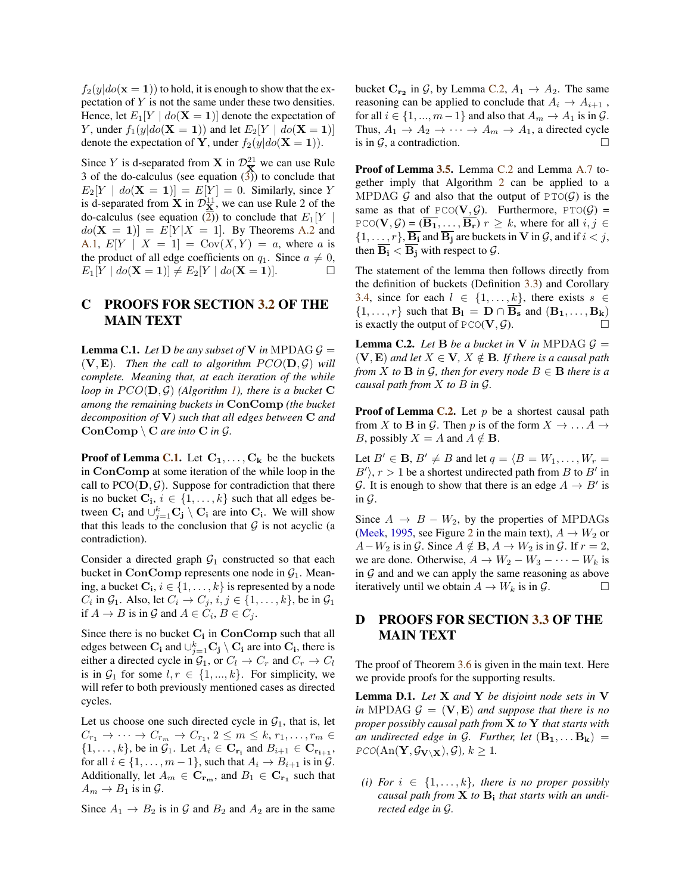$f_2(y|do(\mathbf{x} = \mathbf{1}))$ to hold, it is enough to show that the expectation of $Y$ is not the same under these two densities. Hence, let $E_1[Y \mid do(\mathbf{X} = \mathbf{1})]$ denote the expectation of $Y$, under $f_1(y|do(\mathbf{X} = \mathbf{1}))$ and let $E_2[Y \mid do(\mathbf{X} = \mathbf{1})]$ denote the expectation of $\mathbf{Y}$, under $f_2(y|do(\mathbf{X} = \mathbf{1}))$.

Since $Y$ is d-separated from $\mathbf{X}$ in $\mathcal{D}^{21}_{\overline{\mathbf{X}}}$ we can use Rule 3 of the do-calculus (see equation (3)) to conclude that $E_2[Y \mid do(\mathbf{X} = \mathbf{1})] = E[Y] = 0$. Similarly, since $Y$ is d-separated from $\mathbf{X}$ in $\mathcal{D}^{11}_{\underline{\mathbf{X}}}$, we can use Rule 2 of the do-calculus (see equation (2)) to conclude that $E_1[Y \mid do(\mathbf{X} = \mathbf{1})] = E[Y|X = 1]$. By Theorems A.2 and A.1, $E[Y \mid X = 1] = \text{Cov}(X, Y) = a$, where $a$ is the product of all edge coefficients on $q_1$. Since $a \neq 0$, $E_1[Y \mid do(\mathbf{X} = \mathbf{1})] \neq E_2[Y \mid do(\mathbf{X} = \mathbf{1})]$. □

# C PROOFS FOR SECTION 3.2 OF THE MAIN TEXT

**Lemma C.1.** *Let $\mathbf{D}$ be any subset of $\mathbf{V}$ in* MPDAG *$\mathcal{G} = (\mathbf{V}, \mathbf{E})$. Then the call to algorithm $PCO(\mathbf{D}, \mathcal{G})$ will complete. Meaning that, at each iteration of the while loop in $PCO(\mathbf{D}, \mathcal{G})$ (Algorithm 1), there is a bucket $\mathbf{C}$ among the remaining buckets in* **ConComp** *(the bucket decomposition of $\mathbf{V}$) such that all edges between $\mathbf{C}$ and* **ConComp** *$\setminus \mathbf{C}$ are into $\mathbf{C}$ in $\mathcal{G}$.*

**Proof of Lemma C.1.** Let $\mathbf{C_1}, \dots, \mathbf{C_k}$ be the buckets in **ConComp** at some iteration of the while loop in the call to PCO$(\mathbf{D}, \mathcal{G})$. Suppose for contradiction that there is no bucket $\mathbf{C_i}$, $i \in \{1, \dots, k\}$ such that all edges between $\mathbf{C_i}$ and $\cup_{j=1}^{k} \mathbf{C_j} \setminus \mathbf{C_i}$ are into $\mathbf{C_i}$. We will show that this leads to the conclusion that $\mathcal{G}$ is not acyclic (a contradiction).

Consider a directed graph $\mathcal{G}_1$ constructed so that each bucket in **ConComp** represents one node in $\mathcal{G}_1$. Meaning, a bucket $\mathbf{C_i}$, $i \in \{1, \dots, k\}$ is represented by a node $C_i$ in $\mathcal{G}_1$. Also, let $C_i \to C_j$, $i, j \in \{1, \dots, k\}$, be in $\mathcal{G}_1$ if $A \to B$ is in $\mathcal{G}$ and $A \in C_i$, $B \in C_j$.

Since there is no bucket $\mathbf{C_i}$ in **ConComp** such that all edges between $\mathbf{C_i}$ and $\cup_{j=1}^{k} \mathbf{C_j} \setminus \mathbf{C_i}$ are into $\mathbf{C_i}$, there is either a directed cycle in $\mathcal{G}_1$, or $C_l \to C_r$ and $C_r \to C_l$ is in $\mathcal{G}_1$ for some $l, r \in \{1, ..., k\}$. For simplicity, we will refer to both previously mentioned cases as directed cycles.

Let us choose one such directed cycle in $\mathcal{G}_1$, that is, let $C_{r_1} \to \dots \to C_{r_m} \to C_{r_1}$, $2 \leq m \leq k$, $r_1, \dots, r_m \in \{1, \dots, k\}$, be in $\mathcal{G}_1$. Let $A_i \in \mathbf{C_{r_i}}$ and $B_{i+1} \in \mathbf{C_{r_{i+1}}}$, for all $i \in \{1, \dots, m-1\}$, such that $A_i \to B_{i+1}$ is in $\mathcal{G}$. Additionally, let $A_m \in \mathbf{C_{r_m}}$, and $B_1 \in \mathbf{C_{r_1}}$ such that $A_m \to B_1$ is in $\mathcal{G}$.

Since $A_1 \to B_2$ is in $\mathcal{G}$ and $B_2$ and $A_2$ are in the same bucket $\mathbf{C_{r_2}}$ in $\mathcal{G}$, by Lemma C.2, $A_1 \to A_2$. The same reasoning can be applied to conclude that $A_i \to A_{i+1}$, for all $i \in \{1, ..., m-1\}$ and also that $A_m \to A_1$ is in $\mathcal{G}$. Thus, $A_1 \to A_2 \to \dots \to A_m \to A_1$, a directed cycle is in $\mathcal{G}$, a contradiction. □

**Proof of Lemma 3.5.** Lemma C.2 and Lemma A.7 together imply that Algorithm 2 can be applied to a MPDAG $\mathcal{G}$ and also that the output of PTO$(\mathcal{G})$ is the same as that of PCO$(\mathbf{V}, \mathcal{G})$. Furthermore, PTO$(\mathcal{G})$ = PCO$(\mathbf{V}, \mathcal{G})$ = $(\overline{\mathbf{B_1}}, \dots, \overline{\mathbf{B_r}})$ $r \geq k$, where for all $i, j \in \{1, \dots, r\}$, $\overline{\mathbf{B_i}}$ and $\overline{\mathbf{B_j}}$ are buckets in $\mathbf{V}$ in $\mathcal{G}$, and if $i < j$, then $\overline{\mathbf{B_i}} < \overline{\mathbf{B_j}}$ with respect to $\mathcal{G}$.

The statement of the lemma then follows directly from the definition of buckets (Definition 3.3) and Corollary 3.4, since for each $l \in \{1, \dots, k\}$, there exists $s \in \{1, \dots, r\}$ such that $\mathbf{B_l} = \mathbf{D} \cap \overline{\mathbf{B_s}}$ and $(\mathbf{B_1}, \dots, \mathbf{B_k})$ is exactly the output of PCO$(\mathbf{V}, \mathcal{G})$. □

**Lemma C.2.** *Let $\mathbf{B}$ be a bucket in $\mathbf{V}$ in* MPDAG *$\mathcal{G} = (\mathbf{V}, \mathbf{E})$ and let $X \in \mathbf{V}$, $X \notin \mathbf{B}$. If there is a causal path from $X$ to $\mathbf{B}$ in $\mathcal{G}$, then for every node $B \in \mathbf{B}$ there is a causal path from $X$ to $B$ in $\mathcal{G}$.*

**Proof of Lemma C.2.** Let $p$ be a shortest causal path from $X$ to $\mathbf{B}$ in $\mathcal{G}$. Then $p$ is of the form $X \to \dots A \to B$, possibly $X = A$ and $A \notin \mathbf{B}$.

Let $B' \in \mathbf{B}$, $B' \neq B$ and let $q = \langle B = W_1, \dots, W_r = B' \rangle$, $r > 1$ be a shortest undirected path from $B$ to $B'$ in $\mathcal{G}$. It is enough to show that there is an edge $A \to B'$ is in $\mathcal{G}$.

Since $A \to B - W_2$, by the properties of MPDAGs (Meek, 1995, see Figure 2 in the main text), $A \to W_2$ or $A - W_2$ is in $\mathcal{G}$. Since $A \notin \mathbf{B}$, $A \to W_2$ is in $\mathcal{G}$. If $r = 2$, we are done. Otherwise, $A \to W_2 - W_3 - \dots - W_k$ is in $\mathcal{G}$ and and we can apply the same reasoning as above iteratively until we obtain $A \to W_k$ is in $\mathcal{G}$. □

# D PROOFS FOR SECTION 3.3 OF THE MAIN TEXT

The proof of Theorem 3.6 is given in the main text. Here we provide proofs for the supporting results.

**Lemma D.1.** *Let $\mathbf{X}$ and $\mathbf{Y}$ be disjoint node sets in $\mathbf{V}$ in* MPDAG *$\mathcal{G} = (\mathbf{V}, \mathbf{E})$ and suppose that there is no proper possibly causal path from $\mathbf{X}$ to $\mathbf{Y}$ that starts with an undirected edge in $\mathcal{G}$. Further, let $(\mathbf{B_1}, \dots \mathbf{B_k})$ = $PCO(\text{An}(\mathbf{Y}, \mathcal{G}_{\mathbf{V} \setminus \mathbf{X}}), \mathcal{G})$, $k \geq 1$.*

*(i) For $i \in \{1, \dots, k\}$, there is no proper possibly causal path from $\mathbf{X}$ to $\mathbf{B_i}$ that starts with an undirected edge in $\mathcal{G}$.*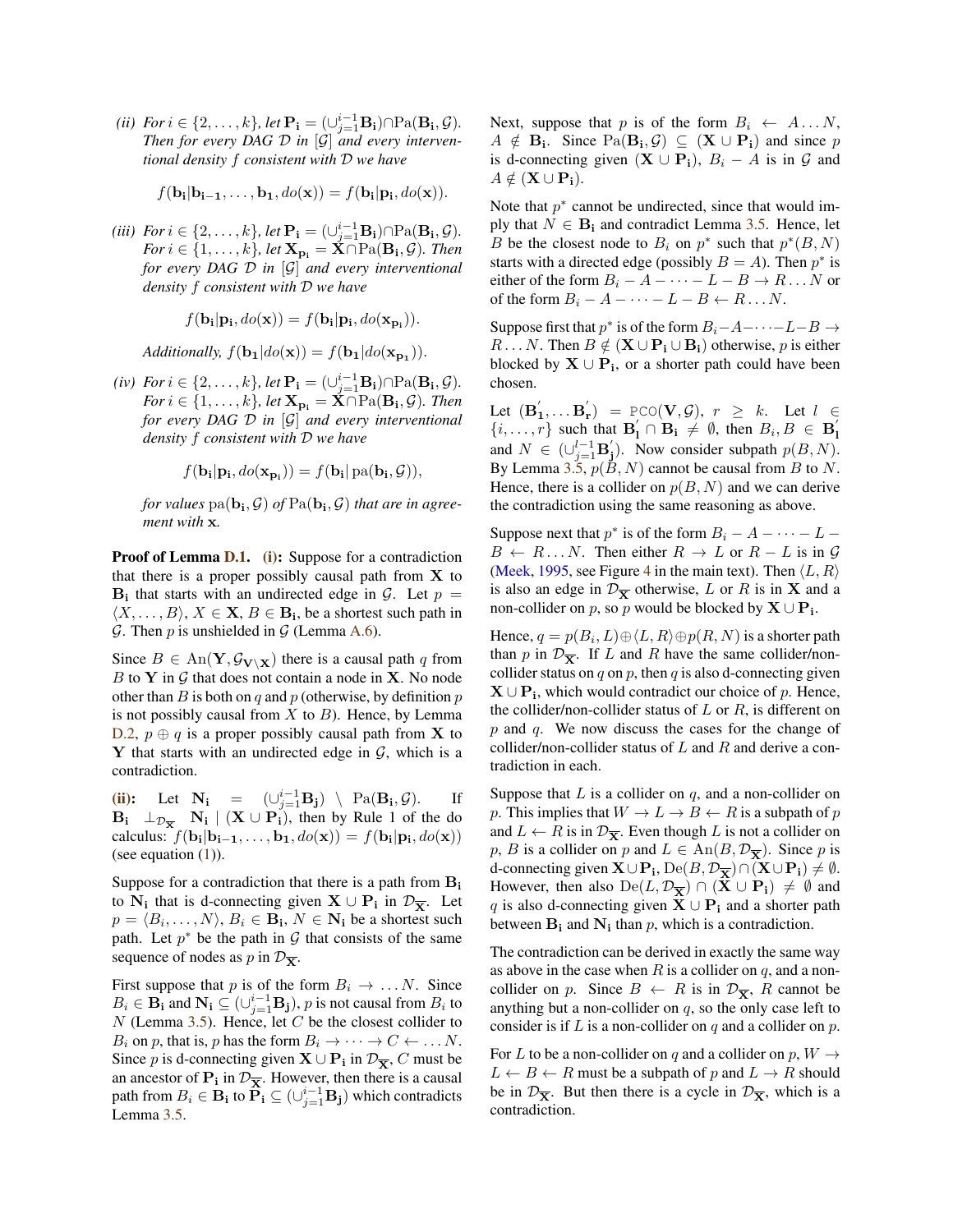*(ii) For $i \in \{2, \ldots, k\}$, let $\mathbf{P_i} = (\cup_{j=1}^{i-1} \mathbf{B_i}) \cap \mathrm{Pa}(\mathbf{B_i}, \mathcal{G})$. Then for every DAG $\mathcal{D}$ in $[\mathcal{G}]$ and every interventional density $f$ consistent with $\mathcal{D}$ we have*

$$f(\mathbf{b_i}|\mathbf{b_{i-1}}, \ldots, \mathbf{b_1}, do(\mathbf{x})) = f(\mathbf{b_i}|\mathbf{p_i}, do(\mathbf{x})).$$

*(iii) For $i \in \{2, \ldots, k\}$, let $\mathbf{P_i} = (\cup_{j=1}^{i-1} \mathbf{B_i}) \cap \mathrm{Pa}(\mathbf{B_i}, \mathcal{G})$. For $i \in \{1, \ldots, k\}$, let $\mathbf{X_{p_i}} = \mathbf{X} \cap \mathrm{Pa}(\mathbf{B_i}, \mathcal{G})$. Then for every DAG $\mathcal{D}$ in $[\mathcal{G}]$ and every interventional density $f$ consistent with $\mathcal{D}$ we have*

$$f(\mathbf{b_i}|\mathbf{p_i}, do(\mathbf{x})) = f(\mathbf{b_i}|\mathbf{p_i}, do(\mathbf{x_{p_i}})).$$

*Additionally, $f(\mathbf{b_1}|do(\mathbf{x})) = f(\mathbf{b_1}|do(\mathbf{x_{p_1}}))$.*

*(iv) For $i \in \{2, \ldots, k\}$, let $\mathbf{P_i} = (\cup_{j=1}^{i-1} \mathbf{B_i}) \cap \mathrm{Pa}(\mathbf{B_i}, \mathcal{G})$. For $i \in \{1, \ldots, k\}$, let $\mathbf{X_{p_i}} = \mathbf{X} \cap \mathrm{Pa}(\mathbf{B_i}, \mathcal{G})$. Then for every DAG $\mathcal{D}$ in $[\mathcal{G}]$ and every interventional density $f$ consistent with $\mathcal{D}$ we have*

$$f(\mathbf{b_i}|\mathbf{p_i}, do(\mathbf{x_{p_i}})) = f(\mathbf{b_i}|\, \mathrm{pa}(\mathbf{b_i}, \mathcal{G})),$$

*for values $\mathrm{pa}(\mathbf{b_i}, \mathcal{G})$ of $\mathrm{Pa}(\mathbf{B_i}, \mathcal{G})$ that are in agreement with $\mathbf{x}$.*

**Proof of Lemma D.1.** **(i):** Suppose for a contradiction that there is a proper possibly causal path from $\mathbf{X}$ to $\mathbf{B_i}$ that starts with an undirected edge in $\mathcal{G}$. Let $p = \langle X, \ldots, B \rangle$, $X \in \mathbf{X}$, $B \in \mathbf{B_i}$, be a shortest such path in $\mathcal{G}$. Then $p$ is unshielded in $\mathcal{G}$ (Lemma A.6).

Since $B \in \mathrm{An}(\mathbf{Y}, \mathcal{G}_{\mathbf{V} \setminus \mathbf{X}})$ there is a causal path $q$ from $B$ to $\mathbf{Y}$ in $\mathcal{G}$ that does not contain a node in $\mathbf{X}$. No node other than $B$ is both on $q$ and $p$ (otherwise, by definition $p$ is not possibly causal from $X$ to $B$). Hence, by Lemma D.2, $p \oplus q$ is a proper possibly causal path from $\mathbf{X}$ to $\mathbf{Y}$ that starts with an undirected edge in $\mathcal{G}$, which is a contradiction.

**(ii):** Let $\mathbf{N_i} = (\cup_{j=1}^{i-1} \mathbf{B_j}) \setminus \mathrm{Pa}(\mathbf{B_i}, \mathcal{G})$. If $\mathbf{B_i} \perp_{\mathcal{D}_{\overline{\mathbf{X}}}} \mathbf{N_i} \mid (\mathbf{X} \cup \mathbf{P_i})$, then by Rule 1 of the do calculus: $f(\mathbf{b_i}|\mathbf{b_{i-1}}, \ldots, \mathbf{b_1}, do(\mathbf{x})) = f(\mathbf{b_i}|\mathbf{p_i}, do(\mathbf{x}))$ (see equation (1)).

Suppose for a contradiction that there is a path from $\mathbf{B_i}$ to $\mathbf{N_i}$ that is d-connecting given $\mathbf{X} \cup \mathbf{P_i}$ in $\mathcal{D}_{\overline{\mathbf{X}}}$. Let $p = \langle B_i, \ldots, N \rangle$, $B_i \in \mathbf{B_i}$, $N \in \mathbf{N_i}$ be a shortest such path. Let $p^*$ be the path in $\mathcal{G}$ that consists of the same sequence of nodes as $p$ in $\mathcal{D}_{\overline{\mathbf{X}}}$.

First suppose that $p$ is of the form $B_i \rightarrow \ldots N$. Since $B_i \in \mathbf{B_i}$ and $\mathbf{N_i} \subseteq (\cup_{j=1}^{i-1} \mathbf{B_j})$, $p$ is not causal from $B_i$ to $N$ (Lemma 3.5). Hence, let $C$ be the closest collider to $B_i$ on $p$, that is, $p$ has the form $B_i \rightarrow \cdots \rightarrow C \leftarrow \ldots N$. Since $p$ is d-connecting given $\mathbf{X} \cup \mathbf{P_i}$ in $\mathcal{D}_{\overline{\mathbf{X}}}$, $C$ must be an ancestor of $\mathbf{P_i}$ in $\mathcal{D}_{\overline{\mathbf{X}}}$. However, then there is a causal path from $B_i \in \mathbf{B_i}$ to $\mathbf{P_i} \subseteq (\cup_{j=1}^{i-1} \mathbf{B_j})$ which contradicts Lemma 3.5.

Next, suppose that $p$ is of the form $B_i \leftarrow A \ldots N$, $A \notin \mathbf{B_i}$. Since $\mathrm{Pa}(\mathbf{B_i}, \mathcal{G}) \subseteq (\mathbf{X} \cup \mathbf{P_i})$ and since $p$ is d-connecting given $(\mathbf{X} \cup \mathbf{P_i})$, $B_i - A$ is in $\mathcal{G}$ and $A \notin (\mathbf{X} \cup \mathbf{P_i})$.

Note that $p^*$ cannot be undirected, since that would imply that $N \in \mathbf{B_i}$ and contradict Lemma 3.5. Hence, let $B$ be the closest node to $B_i$ on $p^*$ such that $p^*(B, N)$ starts with a directed edge (possibly $B = A$). Then $p^*$ is either of the form $B_i - A - \cdots - L - B \rightarrow R \ldots N$ or of the form $B_i - A - \cdots - L - B \leftarrow R \ldots N$.

Suppose first that $p^*$ is of the form $B_i - A - \cdots - L - B \rightarrow R \ldots N$. Then $B \notin (\mathbf{X} \cup \mathbf{P_i} \cup \mathbf{B_i})$ otherwise, $p$ is either blocked by $\mathbf{X} \cup \mathbf{P_i}$, or a shorter path could have been chosen.

Let $(\mathbf{B_1'}, \ldots \mathbf{B_r'}) = \mathtt{PCO}(\mathbf{V}, \mathcal{G})$, $r \geq k$. Let $l \in \{i, \ldots, r\}$ such that $\mathbf{B_l'} \cap \mathbf{B_i} \neq \emptyset$, then $B_i, B \in \mathbf{B_l'}$ and $N \in (\cup_{j=1}^{l-1} \mathbf{B_j'})$. Now consider subpath $p(B, N)$. By Lemma 3.5, $p(B, N)$ cannot be causal from $B$ to $N$. Hence, there is a collider on $p(B, N)$ and we can derive the contradiction using the same reasoning as above.

Suppose next that $p^*$ is of the form $B_i - A - \cdots - L - B \leftarrow R \ldots N$. Then either $R \rightarrow L$ or $R - L$ is in $\mathcal{G}$ (Meek, 1995, see Figure 4 in the main text). Then $\langle L, R \rangle$ is also an edge in $\mathcal{D}_{\overline{\mathbf{X}}}$ otherwise, $L$ or $R$ is in $\mathbf{X}$ and a non-collider on $p$, so $p$ would be blocked by $\mathbf{X} \cup \mathbf{P_i}$.

Hence, $q = p(B_i, L) \oplus \langle L, R \rangle \oplus p(R, N)$ is a shorter path than $p$ in $\mathcal{D}_{\overline{\mathbf{X}}}$. If $L$ and $R$ have the same collider/non-collider status on $q$ on $p$, then $q$ is also d-connecting given $\mathbf{X} \cup \mathbf{P_i}$, which would contradict our choice of $p$. Hence, the collider/non-collider status of $L$ or $R$, is different on $p$ and $q$. We now discuss the cases for the change of collider/non-collider status of $L$ and $R$ and derive a contradiction in each.

Suppose that $L$ is a collider on $q$, and a non-collider on $p$. This implies that $W \rightarrow L \rightarrow B \leftarrow R$ is a subpath of $p$ and $L \leftarrow R$ is in $\mathcal{D}_{\overline{\mathbf{X}}}$. Even though $L$ is not a collider on $p$, $B$ is a collider on $p$ and $L \in \mathrm{An}(B, \mathcal{D}_{\overline{\mathbf{X}}})$. Since $p$ is d-connecting given $\mathbf{X} \cup \mathbf{P_i}$, $\mathrm{De}(B, \mathcal{D}_{\overline{\mathbf{X}}}) \cap (\mathbf{X} \cup \mathbf{P_i}) \neq \emptyset$. However, then also $\mathrm{De}(L, \mathcal{D}_{\overline{\mathbf{X}}}) \cap (\mathbf{X} \cup \mathbf{P_i}) \neq \emptyset$ and $q$ is also d-connecting given $\mathbf{X} \cup \mathbf{P_i}$ and a shorter path between $\mathbf{B_i}$ and $\mathbf{N_i}$ than $p$, which is a contradiction.

The contradiction can be derived in exactly the same way as above in the case when $R$ is a collider on $q$, and a non-collider on $p$. Since $B \leftarrow R$ is in $\mathcal{D}_{\overline{\mathbf{X}}}$, $R$ cannot be anything but a non-collider on $q$, so the only case left to consider is if $L$ is a non-collider on $q$ and a collider on $p$.

For $L$ to be a non-collider on $q$ and a collider on $p$, $W \rightarrow L \leftarrow B \leftarrow R$ must be a subpath of $p$ and $L \rightarrow R$ should be in $\mathcal{D}_{\overline{\mathbf{X}}}$. But then there is a cycle in $\mathcal{D}_{\overline{\mathbf{X}}}$, which is a contradiction.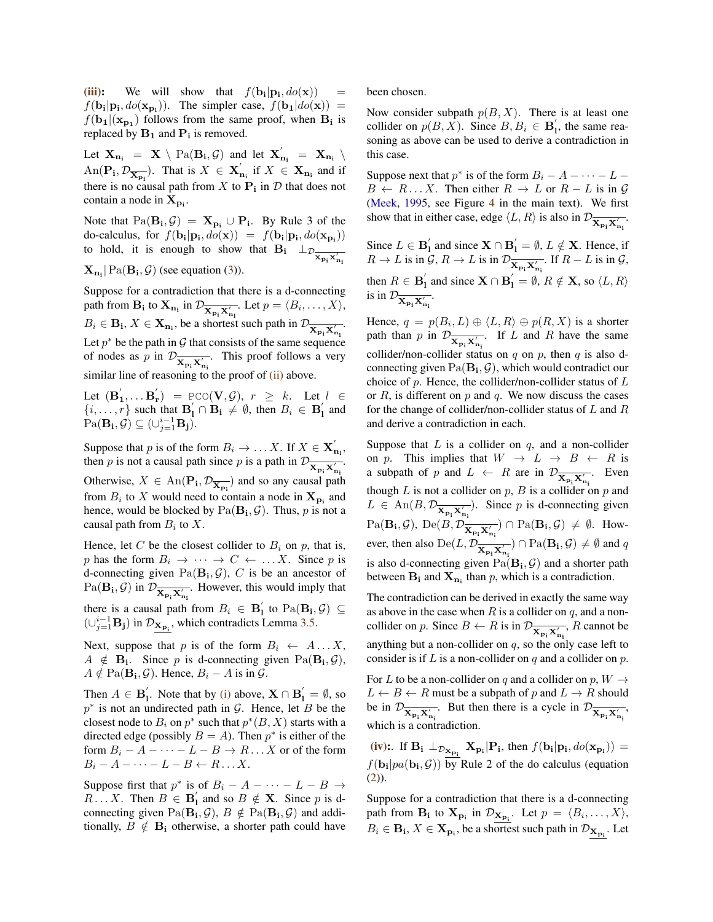**(iii):** We will show that $f(\mathbf{b_i}|\mathbf{p_i}, do(\mathbf{x})) = f(\mathbf{b_i}|\mathbf{p_i}, do(\mathbf{x_{p_i}}))$. The simpler case, $f(\mathbf{b_1}|do(\mathbf{x})) = f(\mathbf{b_1}|(\mathbf{x_{p_1}})$ follows from the same proof, when $\mathbf{B_i}$ is replaced by $\mathbf{B_1}$ and $\mathbf{P_i}$ is removed.

Let $\mathbf{X_{n_i}} = \mathbf{X} \setminus \mathrm{Pa}(\mathbf{B_i}, \mathcal{G})$ and let $\mathbf{X}'_{\mathbf{n_i}} = \mathbf{X_{n_i}} \setminus \mathrm{An}(\mathbf{P_i}, \mathcal{D}_{\overline{\mathbf{X_{p_i}}}})$. That is $X \in \mathbf{X}'_{\mathbf{n_i}}$ if $X \in \mathbf{X_{n_i}}$ and if there is no causal path from $X$ to $\mathbf{P_i}$ in $\mathcal{D}$ that does not contain a node in $\mathbf{X_{p_i}}$.

Note that $\mathrm{Pa}(\mathbf{B_i}, \mathcal{G}) = \mathbf{X_{p_i}} \cup \mathbf{P_i}$. By Rule 3 of the do-calculus, for $f(\mathbf{b_i}|\mathbf{p_i}, do(\mathbf{x})) = f(\mathbf{b_i}|\mathbf{p_i}, do(\mathbf{x_{p_i}}))$ to hold, it is enough to show that $\mathbf{B_i} \perp_{\mathcal{D}_{\overline{\mathbf{X_{p_i}}\mathbf{X}'_{\mathbf{n_i}}}}} \mathbf{X_{n_i}} | \mathrm{Pa}(\mathbf{B_i}, \mathcal{G})$ (see equation (3)).

Suppose for a contradiction that there is a d-connecting path from $\mathbf{B_i}$ to $\mathbf{X_{n_i}}$ in $\mathcal{D}_{\overline{\mathbf{X_{p_i}}\mathbf{X}'_{\mathbf{n_i}}}}$. Let $p = \langle B_i, \dots, X \rangle$, $B_i \in \mathbf{B_i}$, $X \in \mathbf{X_{n_i}}$, be a shortest such path in $\mathcal{D}_{\overline{\mathbf{X_{p_i}}\mathbf{X}'_{\mathbf{n_i}}}}$. Let $p^*$ be the path in $\mathcal{G}$ that consists of the same sequence of nodes as $p$ in $\mathcal{D}_{\overline{\mathbf{X_{p_i}}\mathbf{X}'_{\mathbf{n_i}}}}$. This proof follows a very similar line of reasoning to the proof of (ii) above.

Let $(\mathbf{B}'_1, \dots \mathbf{B}'_r) = \mathrm{PCO}(\mathbf{V}, \mathcal{G})$, $r \geq k$. Let $l \in \{i, \dots, r\}$ such that $\mathbf{B}'_l \cap \mathbf{B_i} \neq \emptyset$, then $B_i \in \mathbf{B}'_l$ and $\mathrm{Pa}(\mathbf{B_i}, \mathcal{G}) \subseteq (\cup_{j=1}^{i-1} \mathbf{B_j})$.

Suppose that $p$ is of the form $B_i \to \dots X$. If $X \in \mathbf{X}'_{\mathbf{n_i}}$, then $p$ is not a causal path since $p$ is a path in $\mathcal{D}_{\overline{\mathbf{X_{p_i}}\mathbf{X}'_{\mathbf{n_i}}}}$. Otherwise, $X \in \mathrm{An}(\mathbf{P_i}, \mathcal{D}_{\overline{\mathbf{X_{p_i}}}})$ and so any causal path from $B_i$ to $X$ would need to contain a node in $\mathbf{X_{p_i}}$ and hence, would be blocked by $\mathrm{Pa}(\mathbf{B_i}, \mathcal{G})$. Thus, $p$ is not a causal path from $B_i$ to $X$.

Hence, let $C$ be the closest collider to $B_i$ on $p$, that is, $p$ has the form $B_i \to \dots \to C \leftarrow \dots X$. Since $p$ is d-connecting given $\mathrm{Pa}(\mathbf{B_i}, \mathcal{G})$, $C$ is be an ancestor of $\mathrm{Pa}(\mathbf{B_i}, \mathcal{G})$ in $\mathcal{D}_{\overline{\mathbf{X_{p_i}}\mathbf{X}'_{\mathbf{n_i}}}}$. However, this would imply that there is a causal path from $B_i \in \mathbf{B}'_l$ to $\mathrm{Pa}(\mathbf{B_i}, \mathcal{G}) \subseteq (\cup_{j=1}^{i-1} \mathbf{B_j})$ in $\mathcal{D}_{\underline{\mathbf{X_{p_i}}}}$, which contradicts Lemma 3.5.

Next, suppose that $p$ is of the form $B_i \leftarrow A \dots X$, $A \notin \mathbf{B_i}$. Since $p$ is d-connecting given $\mathrm{Pa}(\mathbf{B_i}, \mathcal{G})$, $A \notin \mathrm{Pa}(\mathbf{B_i}, \mathcal{G})$. Hence, $B_i - A$ is in $\mathcal{G}$.

Then $A \in \mathbf{B}'_l$. Note that by (i) above, $\mathbf{X} \cap \mathbf{B}'_l = \emptyset$, so $p^*$ is not an undirected path in $\mathcal{G}$. Hence, let $B$ be the closest node to $B_i$ on $p^*$ such that $p^*(B, X)$ starts with a directed edge (possibly $B = A$). Then $p^*$ is either of the form $B_i - A - \dots - L - B \to R \dots X$ or of the form $B_i - A - \dots - L - B \leftarrow R \dots X$.

Suppose first that $p^*$ is of $B_i - A - \dots - L - B \to R \dots X$. Then $B \in \mathbf{B}'_l$ and so $B \notin \mathbf{X}$. Since $p$ is d-connecting given $\mathrm{Pa}(\mathbf{B_i}, \mathcal{G})$, $B \notin \mathrm{Pa}(\mathbf{B_i}, \mathcal{G})$ and additionally, $B \notin \mathbf{B_i}$ otherwise, a shorter path could have been chosen.

Now consider subpath $p(B, X)$. There is at least one collider on $p(B, X)$. Since $B, B_i \in \mathbf{B}'_l$, the same reasoning as above can be used to derive a contradiction in this case.

Suppose next that $p^*$ is of the form $B_i - A - \dots - L - B \leftarrow R \dots X$. Then either $R \to L$ or $R - L$ is in $\mathcal{G}$ (Meek, 1995, see Figure 4 in the main text). We first show that in either case, edge $\langle L, R \rangle$ is also in $\mathcal{D}_{\overline{\mathbf{X_{p_i}}\mathbf{X}'_{\mathbf{n_i}}}}$.

Since $L \in \mathbf{B}'_l$ and since $\mathbf{X} \cap \mathbf{B}'_l = \emptyset$, $L \notin \mathbf{X}$. Hence, if $R \to L$ is in $\mathcal{G}$, $R \to L$ is in $\mathcal{D}_{\overline{\mathbf{X_{p_i}}\mathbf{X}'_{\mathbf{n_i}}}}$. If $R - L$ is in $\mathcal{G}$, then $R \in \mathbf{B}'_l$ and since $\mathbf{X} \cap \mathbf{B}'_l = \emptyset$, $R \notin \mathbf{X}$, so $\langle L, R \rangle$ is in $\mathcal{D}_{\overline{\mathbf{X_{p_i}}\mathbf{X}'_{\mathbf{n_i}}}}$.

Hence, $q = p(B_i, L) \oplus \langle L, R \rangle \oplus p(R, X)$ is a shorter path than $p$ in $\mathcal{D}_{\overline{\mathbf{X_{p_i}}\mathbf{X}'_{\mathbf{n_i}}}}$. If $L$ and $R$ have the same collider/non-collider status on $q$ on $p$, then $q$ is also d-connecting given $\mathrm{Pa}(\mathbf{B_i}, \mathcal{G})$, which would contradict our choice of $p$. Hence, the collider/non-collider status of $L$ or $R$, is different on $p$ and $q$. We now discuss the cases for the change of collider/non-collider status of $L$ and $R$ and derive a contradiction in each.

Suppose that $L$ is a collider on $q$, and a non-collider on $p$. This implies that $W \to L \to B \leftarrow R$ is a subpath of $p$ and $L \leftarrow R$ are in $\mathcal{D}_{\overline{\mathbf{X_{p_i}}\mathbf{X}'_{\mathbf{n_i}}}}$. Even though $L$ is not a collider on $p$, $B$ is a collider on $p$ and $L \in \mathrm{An}(B, \mathcal{D}_{\overline{\mathbf{X_{p_i}}\mathbf{X}'_{\mathbf{n_i}}}})$. Since $p$ is d-connecting given $\mathrm{Pa}(\mathbf{B_i}, \mathcal{G})$, $\mathrm{De}(B, \mathcal{D}_{\overline{\mathbf{X_{p_i}}\mathbf{X}'_{\mathbf{n_i}}}}) \cap \mathrm{Pa}(\mathbf{B_i}, \mathcal{G}) \neq \emptyset$. However, then also $\mathrm{De}(L, \mathcal{D}_{\overline{\mathbf{X_{p_i}}\mathbf{X}'_{\mathbf{n_i}}}}) \cap \mathrm{Pa}(\mathbf{B_i}, \mathcal{G}) \neq \emptyset$ and $q$ is also d-connecting given $\mathrm{Pa}(\mathbf{B_i}, \mathcal{G})$ and a shorter path between $\mathbf{B_i}$ and $\mathbf{X_{n_i}}$ than $p$, which is a contradiction.

The contradiction can be derived in exactly the same way as above in the case when $R$ is a collider on $q$, and a non-collider on $p$. Since $B \leftarrow R$ is in $\mathcal{D}_{\overline{\mathbf{X_{p_i}}\mathbf{X}'_{\mathbf{n_i}}}}$, $R$ cannot be anything but a non-collider on $q$, so the only case left to consider is if $L$ is a non-collider on $q$ and a collider on $p$.

For $L$ to be a non-collider on $q$ and a collider on $p$, $W \to L \leftarrow B \leftarrow R$ must be a subpath of $p$ and $L \to R$ should be in $\mathcal{D}_{\overline{\mathbf{X_{p_i}}\mathbf{X}'_{\mathbf{n_i}}}}$. But then there is a cycle in $\mathcal{D}_{\overline{\mathbf{X_{p_i}}\mathbf{X}'_{\mathbf{n_i}}}}$, which is a contradiction.

**(iv):**. If $\mathbf{B_i} \perp_{\mathcal{D}_{\underline{\mathbf{X_{p_i}}}}} \mathbf{X_{p_i}} | \mathbf{P_i}$, then $f(\mathbf{b_i}|\mathbf{p_i}, do(\mathbf{x_{p_i}})) = f(\mathbf{b_i}|pa(\mathbf{b_i}, \mathcal{G}))$ by Rule 2 of the do calculus (equation (2)).

Suppose for a contradiction that there is a d-connecting path from $\mathbf{B_i}$ to $\mathbf{X_{p_i}}$ in $\mathcal{D}_{\underline{\mathbf{X_{p_i}}}}$. Let $p = \langle B_i, \dots, X \rangle$, $B_i \in \mathbf{B_i}$, $X \in \mathbf{X_{p_i}}$, be a shortest such path in $\mathcal{D}_{\underline{\mathbf{X_{p_i}}}}$. Let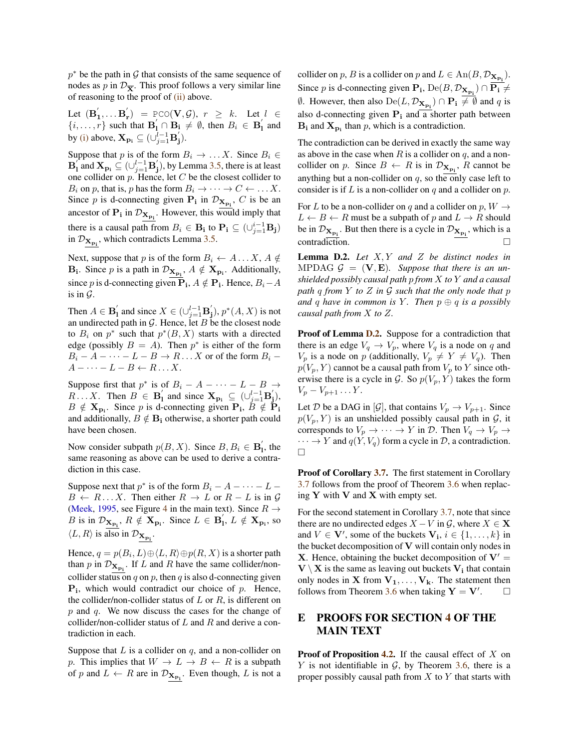$p^*$ be the path in $\mathcal{G}$ that consists of the same sequence of nodes as $p$ in $\mathcal{D}_{\overline{\mathbf{X}}}$. This proof follows a very similar line of reasoning to the proof of (ii) above.

Let $(\mathbf{B}_1^{'}, \dots \mathbf{B}_r^{'}) = \texttt{PCO}(\mathbf{V}, \mathcal{G})$, $r \geq k$. Let $l \in \{i, \dots, r\}$ such that $\mathbf{B}_l^{'} \cap \mathbf{B_i} \neq \emptyset$, then $B_i \in \mathbf{B}_l^{'}$ and by (i) above, $\mathbf{X}_{\mathbf{P_i}} \subseteq (\cup_{j=1}^{l-1} \mathbf{B}_j^{'})$.

Suppose that $p$ is of the form $B_i \rightarrow \dots X$. Since $B_i \in \mathbf{B}_l^{'}$ and $\mathbf{X}_{\mathbf{P_i}} \subseteq (\cup_{j=1}^{l-1} \mathbf{B}_j^{'})$, by Lemma 3.5, there is at least one collider on $p$. Hence, let $C$ be the closest collider to $B_i$ on $p$, that is, $p$ has the form $B_i \rightarrow \dots \rightarrow C \leftarrow \dots X$. Since $p$ is d-connecting given $\mathbf{P_i}$ in $\mathcal{D}_{\underline{\mathbf{X}_{\mathbf{P_i}}}}$, $C$ is be an ancestor of $\mathbf{P_i}$ in $\mathcal{D}_{\underline{\mathbf{X}_{\mathbf{P_i}}}}$. However, this would imply that there is a causal path from $B_i \in \mathbf{B_i}$ to $\mathbf{P_i} \subseteq (\cup_{j=1}^{i-1} \mathbf{B_j})$ in $\mathcal{D}_{\underline{\mathbf{X}_{\mathbf{P_i}}}}$, which contradicts Lemma 3.5.

Next, suppose that $p$ is of the form $B_i \leftarrow A \dots X$, $A \notin \mathbf{B_i}$. Since $p$ is a path in $\mathcal{D}_{\underline{\mathbf{X}_{\mathbf{P_i}}}}$, $A \notin \mathbf{X}_{\mathbf{P_i}}$. Additionally, since $p$ is d-connecting given $\mathbf{P_i}$, $A \notin \mathbf{P_i}$. Hence, $B_i - A$ is in $\mathcal{G}$.

Then $A \in \mathbf{B}_l^{'}$ and since $X \in (\cup_{j=1}^{l-1} \mathbf{B}_j^{'})$, $p^*(A, X)$ is not an undirected path in $\mathcal{G}$. Hence, let $B$ be the closest node to $B_i$ on $p^*$ such that $p^*(B, X)$ starts with a directed edge (possibly $B = A$). Then $p^*$ is either of the form $B_i - A - \dots - L - B \rightarrow R \dots X$ or of the form $B_i - A - \dots - L - B \leftarrow R \dots X$.

Suppose first that $p^*$ is of $B_i - A - \dots - L - B \rightarrow R \dots X$. Then $B \in \mathbf{B}_l^{'}$ and since $\mathbf{X}_{\mathbf{P_i}} \subseteq (\cup_{j=1}^{l-1} \mathbf{B}_j^{'})$, $B \notin \mathbf{X}_{\mathbf{P_i}}$. Since $p$ is d-connecting given $\mathbf{P_i}$, $B \notin \mathbf{P_i}$ and additionally, $B \notin \mathbf{B_i}$ otherwise, a shorter path could have been chosen.

Now consider subpath $p(B, X)$. Since $B, B_i \in \mathbf{B}_l^{'}$, the same reasoning as above can be used to derive a contradiction in this case.

Suppose next that $p^*$ is of the form $B_i - A - \dots - L - B \leftarrow R \dots X$. Then either $R \rightarrow L$ or $R - L$ is in $\mathcal{G}$ (Meek, 1995, see Figure 4 in the main text). Since $R \rightarrow B$ is in $\mathcal{D}_{\underline{\mathbf{X}_{\mathbf{P_i}}}}$, $R \notin \mathbf{X}_{\mathbf{P_i}}$. Since $L \in \mathbf{B}_l^{'}$, $L \notin \mathbf{X}_{\mathbf{P_i}}$, so $\langle L, R \rangle$ is also in $\mathcal{D}_{\underline{\mathbf{X}_{\mathbf{P_i}}}}$.

Hence, $q = p(B_i, L) \oplus \langle L, R \rangle \oplus p(R, X)$ is a shorter path than $p$ in $\mathcal{D}_{\underline{\mathbf{X}_{\mathbf{P_i}}}}$. If $L$ and $R$ have the same collider/non-collider status on $q$ on $p$, then $q$ is also d-connecting given $\mathbf{P_i}$, which would contradict our choice of $p$. Hence, the collider/non-collider status of $L$ or $R$, is different on $p$ and $q$. We now discuss the cases for the change of collider/non-collider status of $L$ and $R$ and derive a contradiction in each.

Suppose that $L$ is a collider on $q$, and a non-collider on $p$. This implies that $W \rightarrow L \rightarrow B \leftarrow R$ is a subpath of $p$ and $L \leftarrow R$ are in $\mathcal{D}_{\underline{\mathbf{X}_{\mathbf{P_i}}}}$. Even though, $L$ is not a collider on $p$, $B$ is a collider on $p$ and $L \in \mathrm{An}(B, \mathcal{D}_{\underline{\mathbf{X}_{\mathbf{P_i}}}})$. Since $p$ is d-connecting given $\mathbf{P_i}$, $\mathrm{De}(B, \mathcal{D}_{\underline{\mathbf{X}_{\mathbf{P_i}}}}) \cap \overline{\mathbf{P_i}} \neq \emptyset$. However, then also $\mathrm{De}(L, \mathcal{D}_{\underline{\mathbf{X}_{\mathbf{P_i}}}}) \cap \mathbf{P_i} \neq \emptyset$ and $q$ is also d-connecting given $\mathbf{P_i}$ and a shorter path between $\mathbf{B_i}$ and $\mathbf{X}_{\mathbf{P_i}}$ than $p$, which is a contradiction.

The contradiction can be derived in exactly the same way as above in the case when $R$ is a collider on $q$, and a non-collider on $p$. Since $B \leftarrow R$ is in $\mathcal{D}_{\underline{\mathbf{X}_{\mathbf{P_i}}}}$, $R$ cannot be anything but a non-collider on $q$, so the only case left to consider is if $L$ is a non-collider on $q$ and a collider on $p$.

For $L$ to be a non-collider on $q$ and a collider on $p$, $W \rightarrow L \leftarrow B \leftarrow R$ must be a subpath of $p$ and $L \rightarrow R$ should be in $\mathcal{D}_{\underline{\mathbf{X}_{\mathbf{P_i}}}}$. But then there is a cycle in $\mathcal{D}_{\underline{\mathbf{X}_{\mathbf{P_i}}}}$, which is a contradiction. $\square$

**Lemma D.2.** *Let $X, Y$ and $Z$ be distinct nodes in* MPDAG *$\mathcal{G} = (\mathbf{V}, \mathbf{E})$. Suppose that there is an unshielded possibly causal path $p$ from $X$ to $Y$ and a causal path $q$ from $Y$ to $Z$ in $\mathcal{G}$ such that the only node that $p$ and $q$ have in common is $Y$. Then $p \oplus q$ is a possibly causal path from $X$ to $Z$.*

**Proof of Lemma D.2.** Suppose for a contradiction that there is an edge $V_q \rightarrow V_p$, where $V_q$ is a node on $q$ and $V_p$ is a node on $p$ (additionally, $V_p \neq Y \neq V_q$). Then $p(V_p, Y)$ cannot be a causal path from $V_p$ to $Y$ since otherwise there is a cycle in $\mathcal{G}$. So $p(V_p, Y)$ takes the form $V_p - V_{p+1} \dots Y$.

Let $\mathcal{D}$ be a DAG in $[\mathcal{G}]$, that contains $V_p \rightarrow V_{p+1}$. Since $p(V_p, Y)$ is an unshielded possibly causal path in $\mathcal{G}$, it corresponds to $V_p \rightarrow \dots \rightarrow Y$ in $\mathcal{D}$. Then $V_q \rightarrow V_p \rightarrow \dots \rightarrow Y$ and $q(Y, V_q)$ form a cycle in $\mathcal{D}$, a contradiction. $\square$

**Proof of Corollary 3.7.** The first statement in Corollary 3.7 follows from the proof of Theorem 3.6 when replacing $\mathbf{Y}$ with $\mathbf{V}$ and $\mathbf{X}$ with empty set.

For the second statement in Corollary 3.7, note that since there are no undirected edges $X - V$ in $\mathcal{G}$, where $X \in \mathbf{X}$ and $V \in \mathbf{V}'$, some of the buckets $\mathbf{V_i}$, $i \in \{1, \dots, k\}$ in the bucket decomposition of $\mathbf{V}$ will contain only nodes in $\mathbf{X}$. Hence, obtaining the bucket decomposition of $\mathbf{V}' = \mathbf{V} \setminus \mathbf{X}$ is the same as leaving out buckets $\mathbf{V_i}$ that contain only nodes in $\mathbf{X}$ from $\mathbf{V_1}, \dots, \mathbf{V_k}$. The statement then follows from Theorem 3.6 when taking $\mathbf{Y} = \mathbf{V}'$. $\square$

# E PROOFS FOR SECTION 4 OF THE MAIN TEXT

**Proof of Proposition 4.2.** If the causal effect of $X$ on $Y$ is not identifiable in $\mathcal{G}$, by Theorem 3.6, there is a proper possibly causal path from $X$ to $Y$ that starts with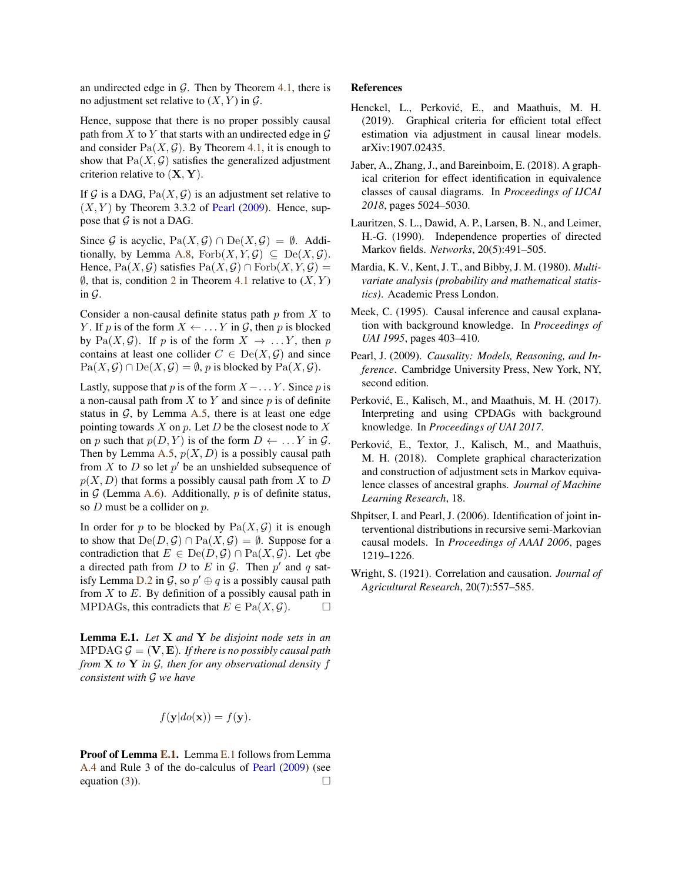an undirected edge in $\mathcal{G}$. Then by Theorem 4.1, there is no adjustment set relative to $(X, Y)$ in $\mathcal{G}$.

Hence, suppose that there is no proper possibly causal path from $X$ to $Y$ that starts with an undirected edge in $\mathcal{G}$ and consider $\mathrm{Pa}(X, \mathcal{G})$. By Theorem 4.1, it is enough to show that $\mathrm{Pa}(X, \mathcal{G})$ satisfies the generalized adjustment criterion relative to $(\mathbf{X}, \mathbf{Y})$.

If $\mathcal{G}$ is a DAG, $\mathrm{Pa}(X, \mathcal{G})$ is an adjustment set relative to $(X, Y)$ by Theorem 3.3.2 of Pearl (2009). Hence, suppose that $\mathcal{G}$ is not a DAG.

Since $\mathcal{G}$ is acyclic, $\mathrm{Pa}(X, \mathcal{G}) \cap \mathrm{De}(X, \mathcal{G}) = \emptyset$. Additionally, by Lemma A.8, $\mathrm{Forb}(X, Y, \mathcal{G}) \subseteq \mathrm{De}(X, \mathcal{G})$. Hence, $\mathrm{Pa}(X, \mathcal{G})$ satisfies $\mathrm{Pa}(X, \mathcal{G}) \cap \mathrm{Forb}(X, Y, \mathcal{G}) = \emptyset$, that is, condition 2 in Theorem 4.1 relative to $(X, Y)$ in $\mathcal{G}$.

Consider a non-causal definite status path $p$ from $X$ to $Y$. If $p$ is of the form $X \leftarrow \dots Y$ in $\mathcal{G}$, then $p$ is blocked by $\mathrm{Pa}(X, \mathcal{G})$. If $p$ is of the form $X \rightarrow \dots Y$, then $p$ contains at least one collider $C \in \mathrm{De}(X, \mathcal{G})$ and since $\mathrm{Pa}(X, \mathcal{G}) \cap \mathrm{De}(X, \mathcal{G}) = \emptyset$, $p$ is blocked by $\mathrm{Pa}(X, \mathcal{G})$.

Lastly, suppose that $p$ is of the form $X - \dots Y$. Since $p$ is a non-causal path from $X$ to $Y$ and since $p$ is of definite status in $\mathcal{G}$, by Lemma A.5, there is at least one edge pointing towards $X$ on $p$. Let $D$ be the closest node to $X$ on $p$ such that $p(D, Y)$ is of the form $D \leftarrow \dots Y$ in $\mathcal{G}$. Then by Lemma A.5, $p(X, D)$ is a possibly causal path from $X$ to $D$ so let $p'$ be an unshielded subsequence of $p(X, D)$ that forms a possibly causal path from $X$ to $D$ in $\mathcal{G}$ (Lemma A.6). Additionally, $p$ is of definite status, so $D$ must be a collider on $p$.

In order for $p$ to be blocked by $\mathrm{Pa}(X, \mathcal{G})$ it is enough to show that $\mathrm{De}(D, \mathcal{G}) \cap \mathrm{Pa}(X, \mathcal{G}) = \emptyset$. Suppose for a contradiction that $E \in \mathrm{De}(D, \mathcal{G}) \cap \mathrm{Pa}(X, \mathcal{G})$. Let $q$be a directed path from $D$ to $E$ in $\mathcal{G}$. Then $p'$ and $q$ satisfy Lemma D.2 in $\mathcal{G}$, so $p' \oplus q$ is a possibly causal path from $X$ to $E$. By definition of a possibly causal path in MPDAGs, this contradicts that $E \in \mathrm{Pa}(X, \mathcal{G})$. □

**Lemma E.1.** *Let $\mathbf{X}$ and $\mathbf{Y}$ be disjoint node sets in an* $\mathrm{MPDAG}$ $\mathcal{G} = (\mathbf{V}, \mathbf{E})$*. If there is no possibly causal path from $\mathbf{X}$ to $\mathbf{Y}$ in $\mathcal{G}$, then for any observational density $f$ consistent with $\mathcal{G}$ we have*

$$f(\mathbf{y}|do(\mathbf{x})) = f(\mathbf{y}).$$

**Proof of Lemma E.1.** Lemma E.1 follows from Lemma A.4 and Rule 3 of the do-calculus of Pearl (2009) (see equation (3)). □

## References

Henckel, L., Perković, E., and Maathuis, M. H. (2019). Graphical criteria for efficient total effect estimation via adjustment in causal linear models. arXiv:1907.02435.

Jaber, A., Zhang, J., and Bareinboim, E. (2018). A graphical criterion for effect identification in equivalence classes of causal diagrams. In *Proceedings of IJCAI 2018*, pages 5024–5030.

Lauritzen, S. L., Dawid, A. P., Larsen, B. N., and Leimer, H.-G. (1990). Independence properties of directed Markov fields. *Networks*, 20(5):491–505.

Mardia, K. V., Kent, J. T., and Bibby, J. M. (1980). *Multivariate analysis (probability and mathematical statistics)*. Academic Press London.

Meek, C. (1995). Causal inference and causal explanation with background knowledge. In *Proceedings of UAI 1995*, pages 403–410.

Pearl, J. (2009). *Causality: Models, Reasoning, and Inference*. Cambridge University Press, New York, NY, second edition.

Perković, E., Kalisch, M., and Maathuis, M. H. (2017). Interpreting and using CPDAGs with background knowledge. In *Proceedings of UAI 2017*.

Perković, E., Textor, J., Kalisch, M., and Maathuis, M. H. (2018). Complete graphical characterization and construction of adjustment sets in Markov equivalence classes of ancestral graphs. *Journal of Machine Learning Research*, 18.

Shpitser, I. and Pearl, J. (2006). Identification of joint interventional distributions in recursive semi-Markovian causal models. In *Proceedings of AAAI 2006*, pages 1219–1226.

Wright, S. (1921). Correlation and causation. *Journal of Agricultural Research*, 20(7):557–585.